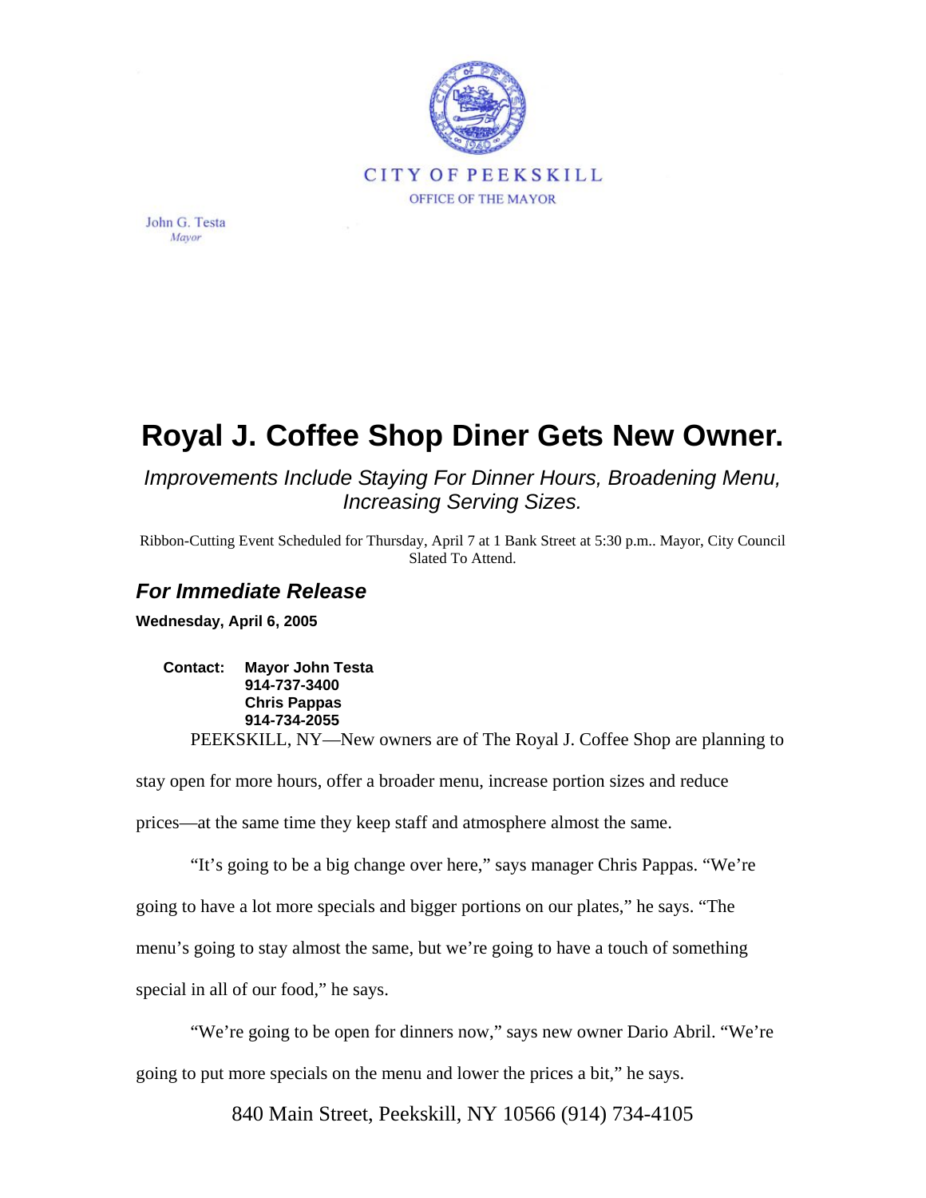CITY OF PEEKSKILL

OFFICE OF THE MAYOR

John G. Testa
*Mayor*

# Royal J. Coffee Shop Diner Gets New Owner.

*Improvements Include Staying For Dinner Hours, Broadening Menu, Increasing Serving Sizes.*

Ribbon-Cutting Event Scheduled for Thursday, April 7 at 1 Bank Street at 5:30 p.m.. Mayor, City Council Slated To Attend.

## *For Immediate Release*

**Wednesday, April 6, 2005**

**Contact: Mayor John Testa**
**914-737-3400**
**Chris Pappas**
**914-734-2055**

PEEKSKILL, NY—New owners are of The Royal J. Coffee Shop are planning to stay open for more hours, offer a broader menu, increase portion sizes and reduce prices—at the same time they keep staff and atmosphere almost the same.

"It's going to be a big change over here," says manager Chris Pappas. "We're going to have a lot more specials and bigger portions on our plates," he says. "The menu's going to stay almost the same, but we're going to have a touch of something special in all of our food," he says.

"We're going to be open for dinners now," says new owner Dario Abril. "We're going to put more specials on the menu and lower the prices a bit," he says.

840 Main Street, Peekskill, NY 10566 (914) 734-4105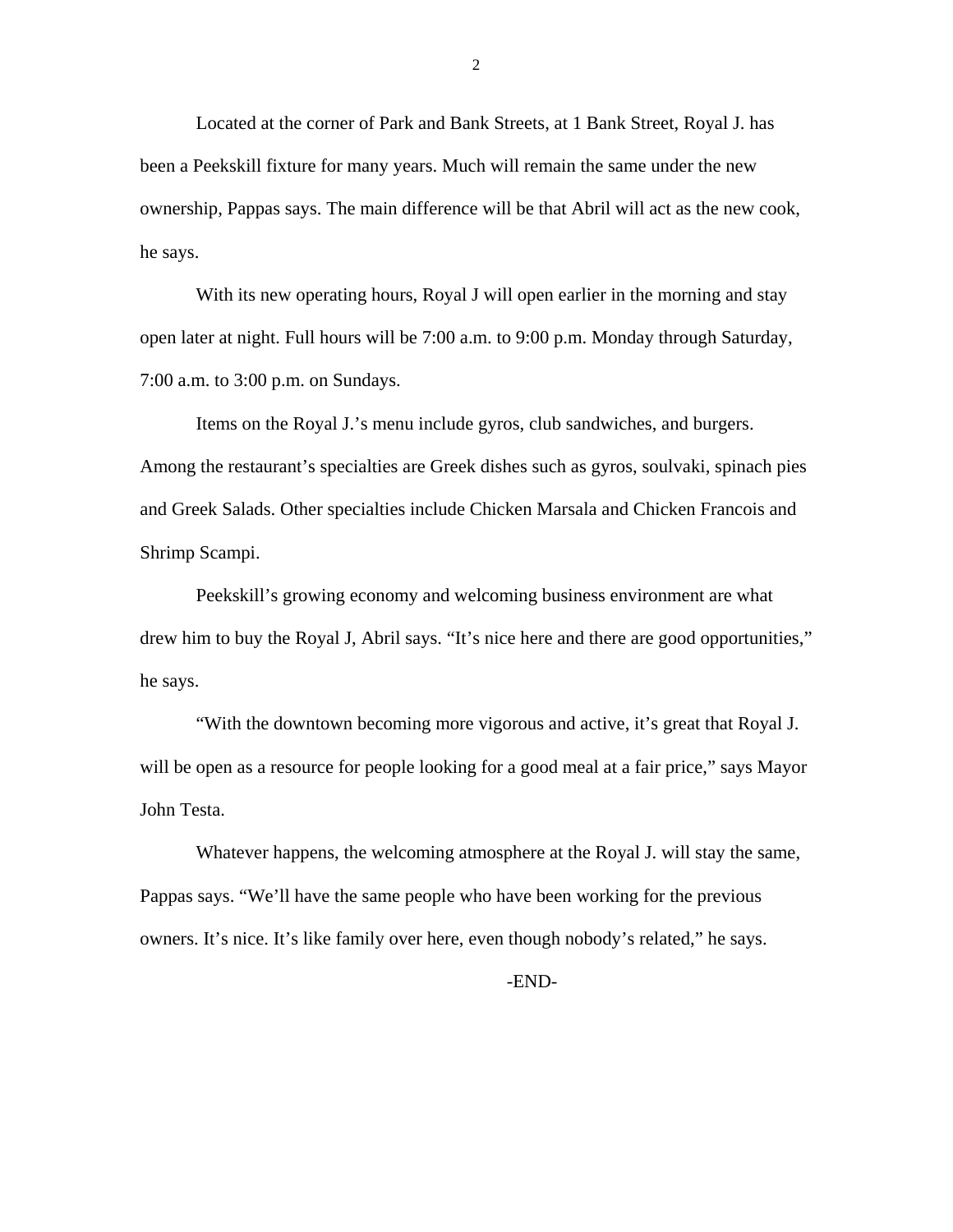Located at the corner of Park and Bank Streets, at 1 Bank Street, Royal J. has been a Peekskill fixture for many years. Much will remain the same under the new ownership, Pappas says. The main difference will be that Abril will act as the new cook, he says.

With its new operating hours, Royal J will open earlier in the morning and stay open later at night. Full hours will be 7:00 a.m. to 9:00 p.m. Monday through Saturday, 7:00 a.m. to 3:00 p.m. on Sundays.

Items on the Royal J.'s menu include gyros, club sandwiches, and burgers. Among the restaurant's specialties are Greek dishes such as gyros, soulvaki, spinach pies and Greek Salads. Other specialties include Chicken Marsala and Chicken Francois and Shrimp Scampi.

Peekskill's growing economy and welcoming business environment are what drew him to buy the Royal J, Abril says. "It's nice here and there are good opportunities," he says.

"With the downtown becoming more vigorous and active, it's great that Royal J. will be open as a resource for people looking for a good meal at a fair price," says Mayor John Testa.

Whatever happens, the welcoming atmosphere at the Royal J. will stay the same, Pappas says. "We'll have the same people who have been working for the previous owners. It's nice. It's like family over here, even though nobody's related," he says.

-END-